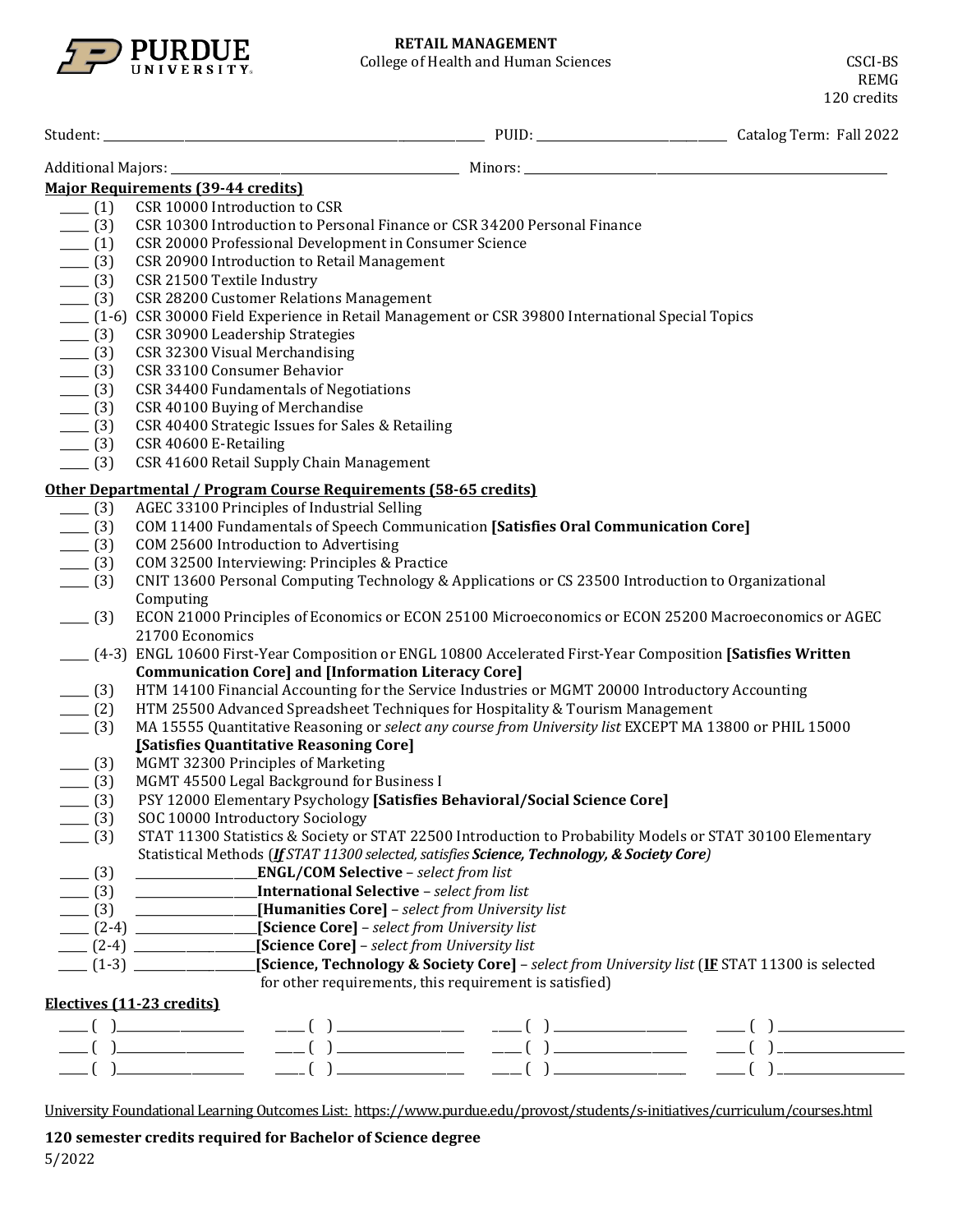PURDUE UNIVERSITY

**RETAIL MANAGEMENT**
College of Health and Human Sciences

CSCI-BS
REMG
120 credits

Student: ______________________________ PUID: ______________________ Catalog Term: Fall 2022

Additional Majors: ______________________ Minors: ______________________

## Major Requirements (39-44 credits)

- ____ (1) CSR 10000 Introduction to CSR
- ____ (3) CSR 10300 Introduction to Personal Finance or CSR 34200 Personal Finance
- ____ (1) CSR 20000 Professional Development in Consumer Science
- ____ (3) CSR 20900 Introduction to Retail Management
- ____ (3) CSR 21500 Textile Industry
- ____ (3) CSR 28200 Customer Relations Management
- ____ (1-6) CSR 30000 Field Experience in Retail Management or CSR 39800 International Special Topics
- ____ (3) CSR 30900 Leadership Strategies
- ____ (3) CSR 32300 Visual Merchandising
- ____ (3) CSR 33100 Consumer Behavior
- ____ (3) CSR 34400 Fundamentals of Negotiations
- ____ (3) CSR 40100 Buying of Merchandise
- ____ (3) CSR 40400 Strategic Issues for Sales & Retailing
- ____ (3) CSR 40600 E-Retailing
- ____ (3) CSR 41600 Retail Supply Chain Management

## Other Departmental / Program Course Requirements (58-65 credits)

- ____ (3) AGEC 33100 Principles of Industrial Selling
- ____ (3) COM 11400 Fundamentals of Speech Communication **[Satisfies Oral Communication Core]**
- ____ (3) COM 25600 Introduction to Advertising
- ____ (3) COM 32500 Interviewing: Principles & Practice
- ____ (3) CNIT 13600 Personal Computing Technology & Applications or CS 23500 Introduction to Organizational Computing
- ____ (3) ECON 21000 Principles of Economics or ECON 25100 Microeconomics or ECON 25200 Macroeconomics or AGEC 21700 Economics
- ____ (4-3) ENGL 10600 First-Year Composition or ENGL 10800 Accelerated First-Year Composition **[Satisfies Written Communication Core] and [Information Literacy Core]**
- ____ (3) HTM 14100 Financial Accounting for the Service Industries or MGMT 20000 Introductory Accounting
- ____ (2) HTM 25500 Advanced Spreadsheet Techniques for Hospitality & Tourism Management
- ____ (3) MA 15555 Quantitative Reasoning or *select any course from University list* EXCEPT MA 13800 or PHIL 15000 **[Satisfies Quantitative Reasoning Core]**
- ____ (3) MGMT 32300 Principles of Marketing
- ____ (3) MGMT 45500 Legal Background for Business I
- ____ (3) PSY 12000 Elementary Psychology **[Satisfies Behavioral/Social Science Core]**
- ____ (3) SOC 10000 Introductory Sociology
- ____ (3) STAT 11300 Statistics & Society or STAT 22500 Introduction to Probability Models or STAT 30100 Elementary Statistical Methods (*__If__ STAT 11300 selected, satisfies **Science, Technology, & Society Core***)
- ____ (3) ______________ **ENGL/COM Selective** – *select from list*
- ____ (3) ______________ **International Selective** – *select from list*
- ____ (3) ______________ **[Humanities Core]** – *select from University list*
- ____ (2-4) ______________ **[Science Core]** – *select from University list*
- ____ (2-4) ______________ **[Science Core]** – *select from University list*
- ____ (1-3) ______________ **[Science, Technology & Society Core]** – *select from University list* (**__IF__** STAT 11300 is selected for other requirements, this requirement is satisfied)

## Electives (11-23 credits)

| | | | |
|---|---|---|---|
| ____ ( ) ____________ | ____ ( ) ____________ | ____ ( ) ____________ | ____ ( ) ____________ |
| ____ ( ) ____________ | ____ ( ) ____________ | ____ ( ) ____________ | ____ ( ) ____________ |
| ____ ( ) ____________ | ____ ( ) ____________ | ____ ( ) ____________ | ____ ( ) ____________ |

University Foundational Learning Outcomes List: https://www.purdue.edu/provost/students/s-initiatives/curriculum/courses.html

**120 semester credits required for Bachelor of Science degree**

5/2022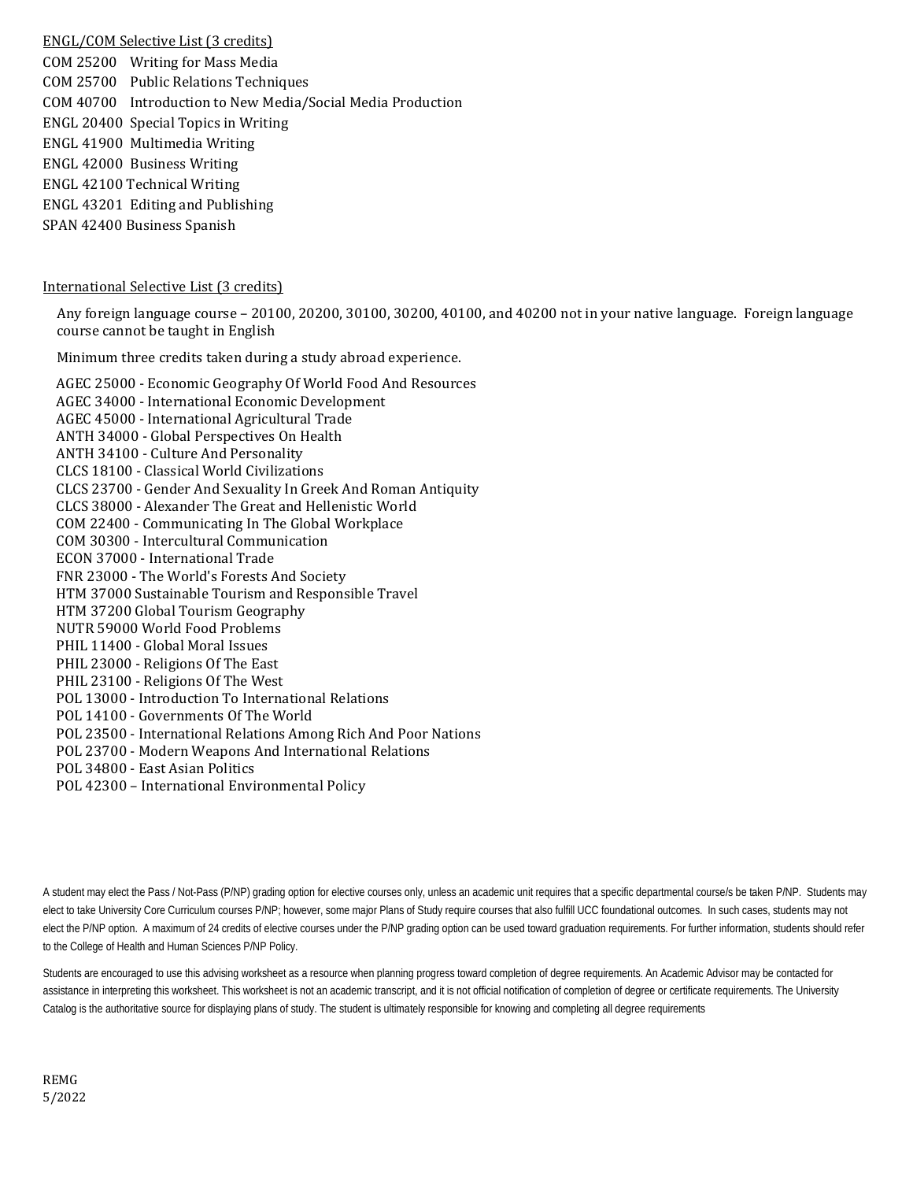ENGL/COM Selective List (3 credits)

COM 25200 Writing for Mass Media
COM 25700 Public Relations Techniques
COM 40700 Introduction to New Media/Social Media Production
ENGL 20400 Special Topics in Writing
ENGL 41900 Multimedia Writing
ENGL 42000 Business Writing
ENGL 42100 Technical Writing
ENGL 43201 Editing and Publishing
SPAN 42400 Business Spanish

International Selective List (3 credits)

Any foreign language course – 20100, 20200, 30100, 30200, 40100, and 40200 not in your native language. Foreign language course cannot be taught in English

Minimum three credits taken during a study abroad experience.

AGEC 25000 - Economic Geography Of World Food And Resources
AGEC 34000 - International Economic Development
AGEC 45000 - International Agricultural Trade
ANTH 34000 - Global Perspectives On Health
ANTH 34100 - Culture And Personality
CLCS 18100 - Classical World Civilizations
CLCS 23700 - Gender And Sexuality In Greek And Roman Antiquity
CLCS 38000 - Alexander The Great and Hellenistic World
COM 22400 - Communicating In The Global Workplace
COM 30300 - Intercultural Communication
ECON 37000 - International Trade
FNR 23000 - The World's Forests And Society
HTM 37000 Sustainable Tourism and Responsible Travel
HTM 37200 Global Tourism Geography
NUTR 59000 World Food Problems
PHIL 11400 - Global Moral Issues
PHIL 23000 - Religions Of The East
PHIL 23100 - Religions Of The West
POL 13000 - Introduction To International Relations
POL 14100 - Governments Of The World
POL 23500 - International Relations Among Rich And Poor Nations
POL 23700 - Modern Weapons And International Relations
POL 34800 - East Asian Politics
POL 42300 – International Environmental Policy

A student may elect the Pass / Not-Pass (P/NP) grading option for elective courses only, unless an academic unit requires that a specific departmental course/s be taken P/NP. Students may elect to take University Core Curriculum courses P/NP; however, some major Plans of Study require courses that also fulfill UCC foundational outcomes. In such cases, students may not elect the P/NP option. A maximum of 24 credits of elective courses under the P/NP grading option can be used toward graduation requirements. For further information, students should refer to the College of Health and Human Sciences P/NP Policy.

Students are encouraged to use this advising worksheet as a resource when planning progress toward completion of degree requirements. An Academic Advisor may be contacted for assistance in interpreting this worksheet. This worksheet is not an academic transcript, and it is not official notification of completion of degree or certificate requirements. The University Catalog is the authoritative source for displaying plans of study. The student is ultimately responsible for knowing and completing all degree requirements

REMG
5/2022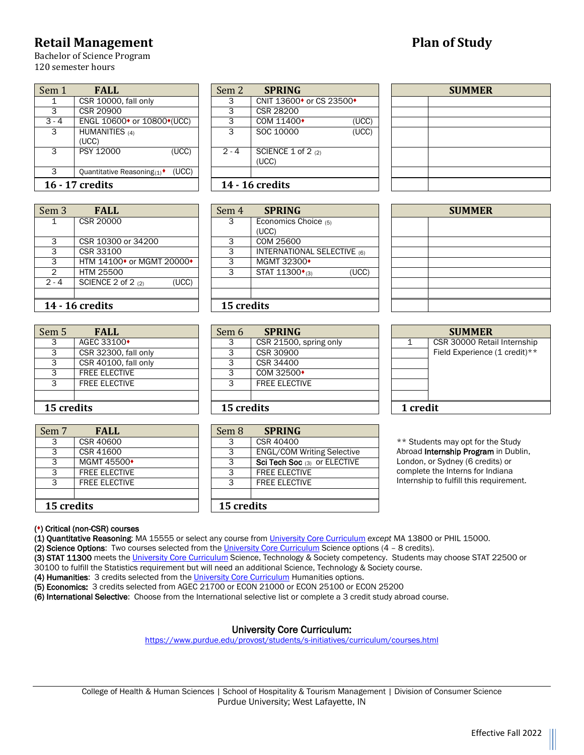# Retail Management

Bachelor of Science Program
120 semester hours

# Plan of Study

| Sem 1 | FALL |
|---|---|
| 1 | CSR 10000, fall only |
| 3 | CSR 20900 |
| 3 - 4 | ENGL 10600♦ or 10800♦(UCC) |
| 3 | HUMANITIES (4) (UCC) |
| 3 | PSY 12000 (UCC) |
| 3 | Quantitative Reasoning(1)♦ (UCC) |
| **16 - 17 credits** | |

| Sem 2 | SPRING |
|---|---|
| 3 | CNIT 13600♦ or CS 23500♦ |
| 3 | CSR 28200 |
| 3 | COM 11400♦ (UCC) |
| 3 | SOC 10000 (UCC) |
| 2 - 4 | SCIENCE 1 of 2 (2) (UCC) |
| **14 - 16 credits** | |

| | SUMMER |
|---|---|
| | |

| Sem 3 | FALL |
|---|---|
| 1 | CSR 20000 |
| 3 | CSR 10300 or 34200 |
| 3 | CSR 33100 |
| 3 | HTM 14100♦ or MGMT 20000♦ |
| 2 | HTM 25500 |
| 2 - 4 | SCIENCE 2 of 2 (2) (UCC) |
| **14 - 16 credits** | |

| Sem 4 | SPRING |
|---|---|
| 3 | Economics Choice (5) (UCC) |
| 3 | COM 25600 |
| 3 | INTERNATIONAL SELECTIVE (6) |
| 3 | MGMT 32300♦ |
| 3 | STAT 11300♦(3) (UCC) |
| **15 credits** | |

| | SUMMER |
|---|---|
| | |

| Sem 5 | FALL |
|---|---|
| 3 | AGEC 33100♦ |
| 3 | CSR 32300, fall only |
| 3 | CSR 40100, fall only |
| 3 | FREE ELECTIVE |
| 3 | FREE ELECTIVE |
| **15 credits** | |

| Sem 6 | SPRING |
|---|---|
| 3 | CSR 21500, spring only |
| 3 | CSR 30900 |
| 3 | CSR 34400 |
| 3 | COM 32500♦ |
| 3 | FREE ELECTIVE |
| **15 credits** | |

| | SUMMER |
|---|---|
| 1 | CSR 30000 Retail Internship Field Experience (1 credit)** |
| **1 credit** | |

| Sem 7 | FALL |
|---|---|
| 3 | CSR 40600 |
| 3 | CSR 41600 |
| 3 | MGMT 45500♦ |
| 3 | FREE ELECTIVE |
| 3 | FREE ELECTIVE |
| **15 credits** | |

| Sem 8 | SPRING |
|---|---|
| 3 | CSR 40400 |
| 3 | ENGL/COM Writing Selective |
| 3 | Sci Tech Soc (3) or ELECTIVE |
| 3 | FREE ELECTIVE |
| 3 | FREE ELECTIVE |
| **15 credits** | |

** Students may opt for the Study Abroad **Internship Program** in Dublin, London, or Sydney (6 credits) or complete the Interns for Indiana Internship to fulfill this requirement.

**(♦) Critical (non-CSR) courses**
**(1) Quantitative Reasoning**: MA 15555 or select any course from University Core Curriculum *except* MA 13800 or PHIL 15000.
**(2) Science Options**: Two courses selected from the University Core Curriculum Science options (4 – 8 credits).
**(3) STAT 11300** meets the University Core Curriculum Science, Technology & Society competency. Students may choose STAT 22500 or 30100 to fulfill the Statistics requirement but will need an additional Science, Technology & Society course.
**(4) Humanities**: 3 credits selected from the University Core Curriculum Humanities options.
**(5) Economics:** 3 credits selected from AGEC 21700 or ECON 21000 or ECON 25100 or ECON 25200
**(6) International Selective**: Choose from the International selective list or complete a 3 credit study abroad course.

**University Core Curriculum:**
https://www.purdue.edu/provost/students/s-initiatives/curriculum/courses.html

College of Health & Human Sciences | School of Hospitality & Tourism Management | Division of Consumer Science
Purdue University; West Lafayette, IN

Effective Fall 2022